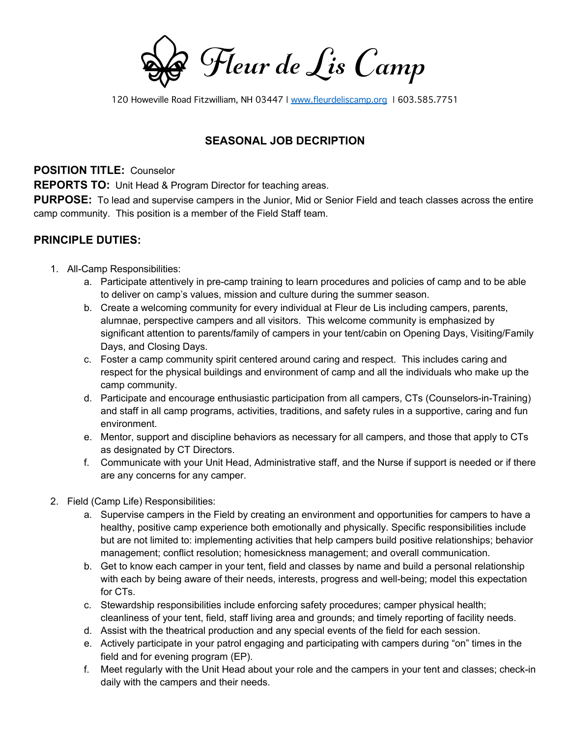# Fleur de Lis Camp

120 Howeville Road Fitzwilliam, NH 03447 | www.fleurdeliscamp.org | 603.585.7751

## SEASONAL JOB DECRIPTION

**POSITION TITLE:** Counselor

**REPORTS TO:** Unit Head & Program Director for teaching areas.

**PURPOSE:** To lead and supervise campers in the Junior, Mid or Senior Field and teach classes across the entire camp community. This position is a member of the Field Staff team.

### PRINCIPLE DUTIES:

1. All-Camp Responsibilities:
   a. Participate attentively in pre-camp training to learn procedures and policies of camp and to be able to deliver on camp's values, mission and culture during the summer season.
   b. Create a welcoming community for every individual at Fleur de Lis including campers, parents, alumnae, perspective campers and all visitors. This welcome community is emphasized by significant attention to parents/family of campers in your tent/cabin on Opening Days, Visiting/Family Days, and Closing Days.
   c. Foster a camp community spirit centered around caring and respect. This includes caring and respect for the physical buildings and environment of camp and all the individuals who make up the camp community.
   d. Participate and encourage enthusiastic participation from all campers, CTs (Counselors-in-Training) and staff in all camp programs, activities, traditions, and safety rules in a supportive, caring and fun environment.
   e. Mentor, support and discipline behaviors as necessary for all campers, and those that apply to CTs as designated by CT Directors.
   f. Communicate with your Unit Head, Administrative staff, and the Nurse if support is needed or if there are any concerns for any camper.

2. Field (Camp Life) Responsibilities:
   a. Supervise campers in the Field by creating an environment and opportunities for campers to have a healthy, positive camp experience both emotionally and physically. Specific responsibilities include but are not limited to: implementing activities that help campers build positive relationships; behavior management; conflict resolution; homesickness management; and overall communication.
   b. Get to know each camper in your tent, field and classes by name and build a personal relationship with each by being aware of their needs, interests, progress and well-being; model this expectation for CTs.
   c. Stewardship responsibilities include enforcing safety procedures; camper physical health; cleanliness of your tent, field, staff living area and grounds; and timely reporting of facility needs.
   d. Assist with the theatrical production and any special events of the field for each session.
   e. Actively participate in your patrol engaging and participating with campers during "on" times in the field and for evening program (EP).
   f. Meet regularly with the Unit Head about your role and the campers in your tent and classes; check-in daily with the campers and their needs.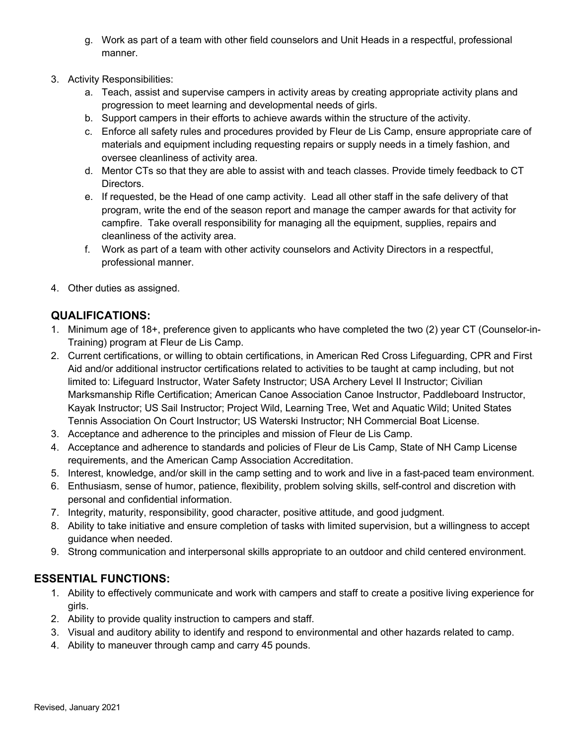g. Work as part of a team with other field counselors and Unit Heads in a respectful, professional manner.

3. Activity Responsibilities:
    a. Teach, assist and supervise campers in activity areas by creating appropriate activity plans and progression to meet learning and developmental needs of girls.
    b. Support campers in their efforts to achieve awards within the structure of the activity.
    c. Enforce all safety rules and procedures provided by Fleur de Lis Camp, ensure appropriate care of materials and equipment including requesting repairs or supply needs in a timely fashion, and oversee cleanliness of activity area.
    d. Mentor CTs so that they are able to assist with and teach classes. Provide timely feedback to CT Directors.
    e. If requested, be the Head of one camp activity. Lead all other staff in the safe delivery of that program, write the end of the season report and manage the camper awards for that activity for campfire. Take overall responsibility for managing all the equipment, supplies, repairs and cleanliness of the activity area.
    f. Work as part of a team with other activity counselors and Activity Directors in a respectful, professional manner.

4. Other duties as assigned.

## QUALIFICATIONS:

1. Minimum age of 18+, preference given to applicants who have completed the two (2) year CT (Counselor-in-Training) program at Fleur de Lis Camp.
2. Current certifications, or willing to obtain certifications, in American Red Cross Lifeguarding, CPR and First Aid and/or additional instructor certifications related to activities to be taught at camp including, but not limited to: Lifeguard Instructor, Water Safety Instructor; USA Archery Level II Instructor; Civilian Marksmanship Rifle Certification; American Canoe Association Canoe Instructor, Paddleboard Instructor, Kayak Instructor; US Sail Instructor; Project Wild, Learning Tree, Wet and Aquatic Wild; United States Tennis Association On Court Instructor; US Waterski Instructor; NH Commercial Boat License.
3. Acceptance and adherence to the principles and mission of Fleur de Lis Camp.
4. Acceptance and adherence to standards and policies of Fleur de Lis Camp, State of NH Camp License requirements, and the American Camp Association Accreditation.
5. Interest, knowledge, and/or skill in the camp setting and to work and live in a fast-paced team environment.
6. Enthusiasm, sense of humor, patience, flexibility, problem solving skills, self-control and discretion with personal and confidential information.
7. Integrity, maturity, responsibility, good character, positive attitude, and good judgment.
8. Ability to take initiative and ensure completion of tasks with limited supervision, but a willingness to accept guidance when needed.
9. Strong communication and interpersonal skills appropriate to an outdoor and child centered environment.

## ESSENTIAL FUNCTIONS:

1. Ability to effectively communicate and work with campers and staff to create a positive living experience for girls.
2. Ability to provide quality instruction to campers and staff.
3. Visual and auditory ability to identify and respond to environmental and other hazards related to camp.
4. Ability to maneuver through camp and carry 45 pounds.

Revised, January 2021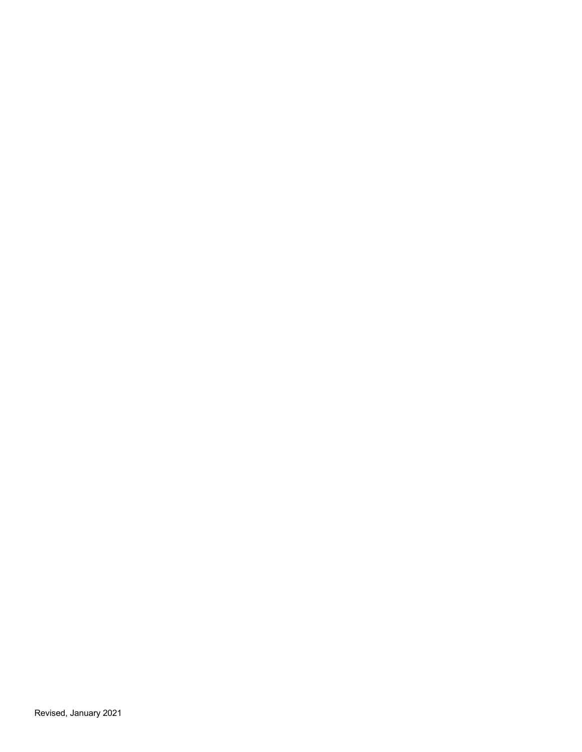Revised, January 2021